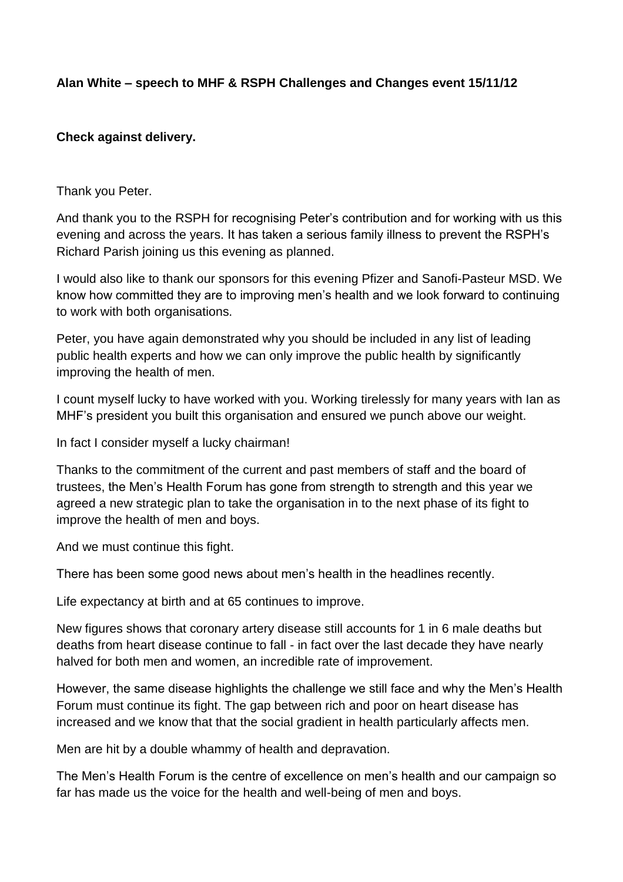**Alan White – speech to MHF & RSPH Challenges and Changes event 15/11/12**

**Check against delivery.**

Thank you Peter.

And thank you to the RSPH for recognising Peter's contribution and for working with us this evening and across the years. It has taken a serious family illness to prevent the RSPH's Richard Parish joining us this evening as planned.

I would also like to thank our sponsors for this evening Pfizer and Sanofi-Pasteur MSD. We know how committed they are to improving men's health and we look forward to continuing to work with both organisations.

Peter, you have again demonstrated why you should be included in any list of leading public health experts and how we can only improve the public health by significantly improving the health of men.

I count myself lucky to have worked with you. Working tirelessly for many years with Ian as MHF's president you built this organisation and ensured we punch above our weight.

In fact I consider myself a lucky chairman!

Thanks to the commitment of the current and past members of staff and the board of trustees, the Men's Health Forum has gone from strength to strength and this year we agreed a new strategic plan to take the organisation in to the next phase of its fight to improve the health of men and boys.

And we must continue this fight.

There has been some good news about men's health in the headlines recently.

Life expectancy at birth and at 65 continues to improve.

New figures shows that coronary artery disease still accounts for 1 in 6 male deaths but deaths from heart disease continue to fall - in fact over the last decade they have nearly halved for both men and women, an incredible rate of improvement.

However, the same disease highlights the challenge we still face and why the Men's Health Forum must continue its fight. The gap between rich and poor on heart disease has increased and we know that that the social gradient in health particularly affects men.

Men are hit by a double whammy of health and depravation.

The Men's Health Forum is the centre of excellence on men's health and our campaign so far has made us the voice for the health and well-being of men and boys.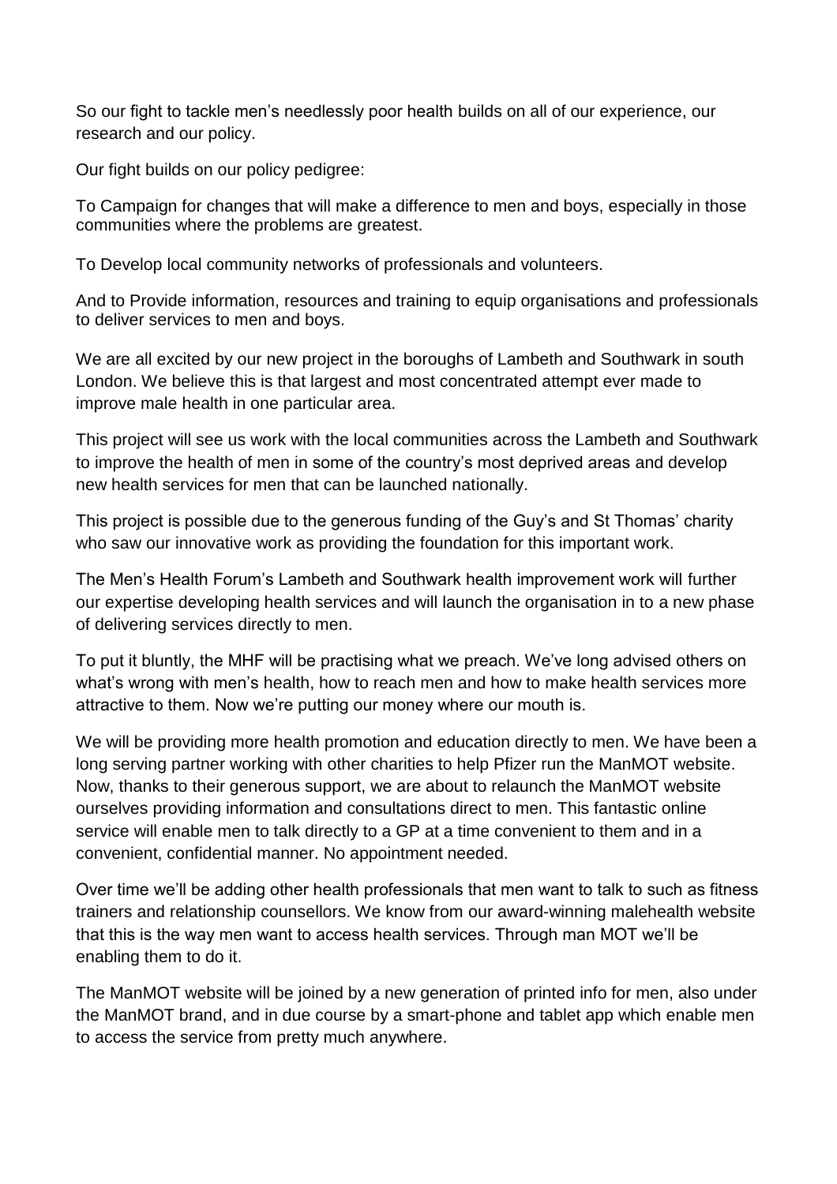So our fight to tackle men's needlessly poor health builds on all of our experience, our research and our policy.

Our fight builds on our policy pedigree:

To Campaign for changes that will make a difference to men and boys, especially in those communities where the problems are greatest.

To Develop local community networks of professionals and volunteers.

And to Provide information, resources and training to equip organisations and professionals to deliver services to men and boys.

We are all excited by our new project in the boroughs of Lambeth and Southwark in south London. We believe this is that largest and most concentrated attempt ever made to improve male health in one particular area.

This project will see us work with the local communities across the Lambeth and Southwark to improve the health of men in some of the country's most deprived areas and develop new health services for men that can be launched nationally.

This project is possible due to the generous funding of the Guy's and St Thomas' charity who saw our innovative work as providing the foundation for this important work.

The Men's Health Forum's Lambeth and Southwark health improvement work will further our expertise developing health services and will launch the organisation in to a new phase of delivering services directly to men.

To put it bluntly, the MHF will be practising what we preach. We've long advised others on what's wrong with men's health, how to reach men and how to make health services more attractive to them. Now we're putting our money where our mouth is.

We will be providing more health promotion and education directly to men. We have been a long serving partner working with other charities to help Pfizer run the ManMOT website. Now, thanks to their generous support, we are about to relaunch the ManMOT website ourselves providing information and consultations direct to men. This fantastic online service will enable men to talk directly to a GP at a time convenient to them and in a convenient, confidential manner. No appointment needed.

Over time we'll be adding other health professionals that men want to talk to such as fitness trainers and relationship counsellors. We know from our award-winning malehealth website that this is the way men want to access health services. Through man MOT we'll be enabling them to do it.

The ManMOT website will be joined by a new generation of printed info for men, also under the ManMOT brand, and in due course by a smart-phone and tablet app which enable men to access the service from pretty much anywhere.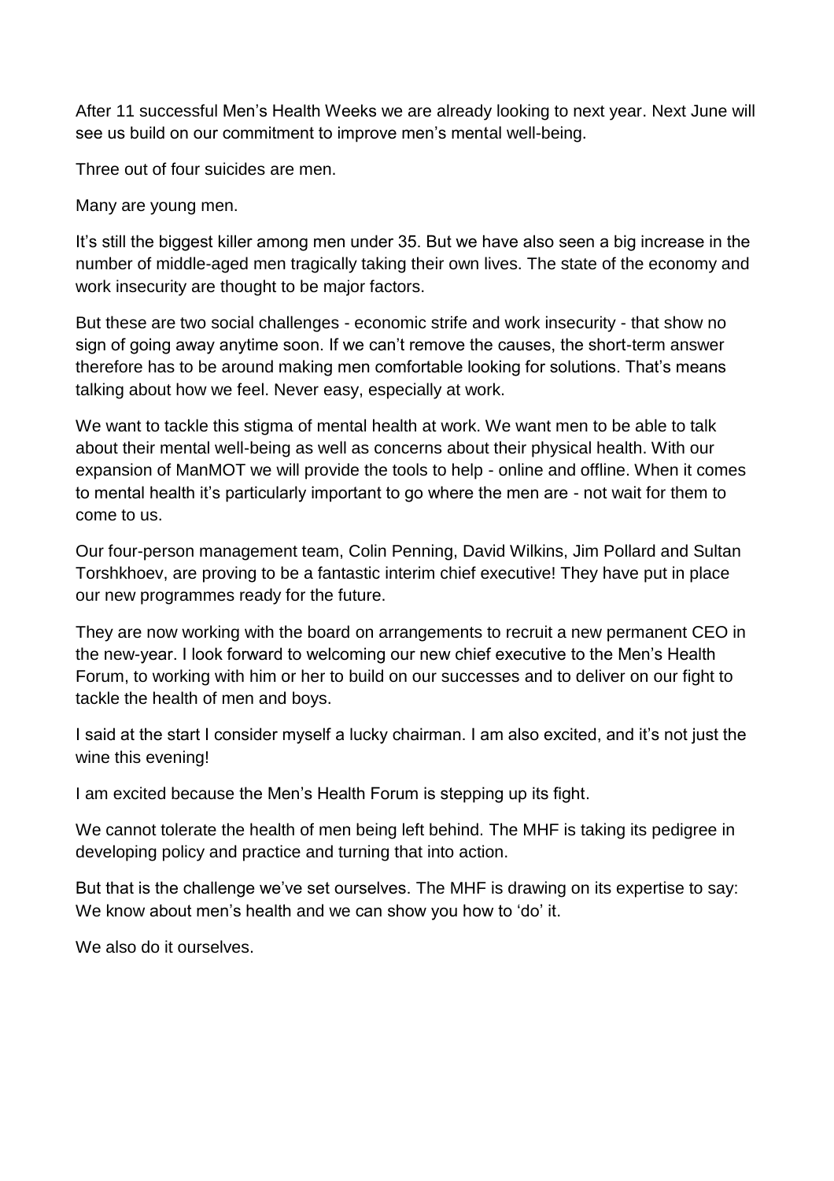After 11 successful Men's Health Weeks we are already looking to next year. Next June will see us build on our commitment to improve men's mental well-being.

Three out of four suicides are men.

Many are young men.

It's still the biggest killer among men under 35. But we have also seen a big increase in the number of middle-aged men tragically taking their own lives. The state of the economy and work insecurity are thought to be major factors.

But these are two social challenges - economic strife and work insecurity - that show no sign of going away anytime soon. If we can't remove the causes, the short-term answer therefore has to be around making men comfortable looking for solutions. That's means talking about how we feel. Never easy, especially at work.

We want to tackle this stigma of mental health at work. We want men to be able to talk about their mental well-being as well as concerns about their physical health. With our expansion of ManMOT we will provide the tools to help - online and offline. When it comes to mental health it's particularly important to go where the men are - not wait for them to come to us.

Our four-person management team, Colin Penning, David Wilkins, Jim Pollard and Sultan Torshkhoev, are proving to be a fantastic interim chief executive! They have put in place our new programmes ready for the future.

They are now working with the board on arrangements to recruit a new permanent CEO in the new-year. I look forward to welcoming our new chief executive to the Men's Health Forum, to working with him or her to build on our successes and to deliver on our fight to tackle the health of men and boys.

I said at the start I consider myself a lucky chairman. I am also excited, and it's not just the wine this evening!

I am excited because the Men's Health Forum is stepping up its fight.

We cannot tolerate the health of men being left behind. The MHF is taking its pedigree in developing policy and practice and turning that into action.

But that is the challenge we've set ourselves. The MHF is drawing on its expertise to say: We know about men's health and we can show you how to 'do' it.

We also do it ourselves.